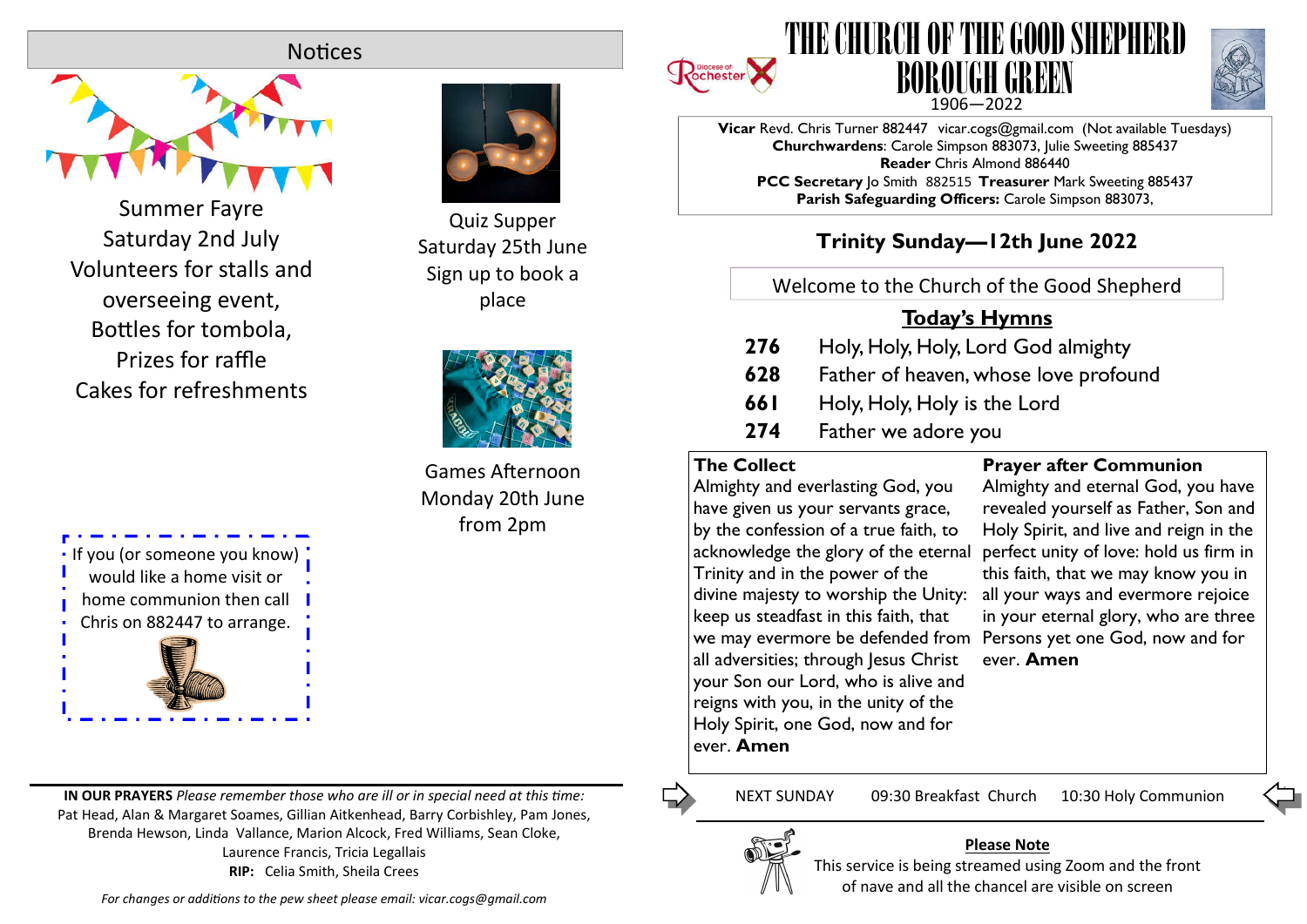# THE CHURCH OF THE GOOD SHEPHERD BOROUGH GREEN

1906—2022

**Vicar** Revd. Chris Turner 882447 vicar.cogs@gmail.com (Not available Tuesdays)
**Churchwardens**: Carole Simpson 883073, Julie Sweeting 885437
**Reader** Chris Almond 886440
**PCC Secretary** Jo Smith 882515 **Treasurer** Mark Sweeting 885437
**Parish Safeguarding Officers:** Carole Simpson 883073,

## Trinity Sunday—12th June 2022

Welcome to the Church of the Good Shepherd

### Today's Hymns

| | |
|---|---|
| **276** | Holy, Holy, Holy, Lord God almighty |
| **628** | Father of heaven, whose love profound |
| **661** | Holy, Holy, Holy is the Lord |
| **274** | Father we adore you |

**The Collect**

Almighty and everlasting God, you have given us your servants grace, by the confession of a true faith, to acknowledge the glory of the eternal Trinity and in the power of the divine majesty to worship the Unity: keep us steadfast in this faith, that we may evermore be defended from all adversities; through Jesus Christ your Son our Lord, who is alive and reigns with you, in the unity of the Holy Spirit, one God, now and for ever. **Amen**

**Prayer after Communion**

Almighty and eternal God, you have revealed yourself as Father, Son and Holy Spirit, and live and reign in the perfect unity of love: hold us firm in this faith, that we may know you in all your ways and evermore rejoice in your eternal glory, who are three Persons yet one God, now and for ever. **Amen**

NEXT SUNDAY 09:30 Breakfast Church 10:30 Holy Communion

**Please Note**

This service is being streamed using Zoom and the front of nave and all the chancel are visible on screen

## Notices

Summer Fayre
Saturday 2nd July
Volunteers for stalls and overseeing event,
Bottles for tombola,
Prizes for raffle
Cakes for refreshments

Quiz Supper
Saturday 25th June
Sign up to book a place

Games Afternoon
Monday 20th June
from 2pm

If you (or someone you know) would like a home visit or home communion then call Chris on 882447 to arrange.

**IN OUR PRAYERS** *Please remember those who are ill or in special need at this time:*
Pat Head, Alan & Margaret Soames, Gillian Aitkenhead, Barry Corbishley, Pam Jones, Brenda Hewson, Linda Vallance, Marion Alcock, Fred Williams, Sean Cloke, Laurence Francis, Tricia Legallais
**RIP:** Celia Smith, Sheila Crees

*For changes or additions to the pew sheet please email: vicar.cogs@gmail.com*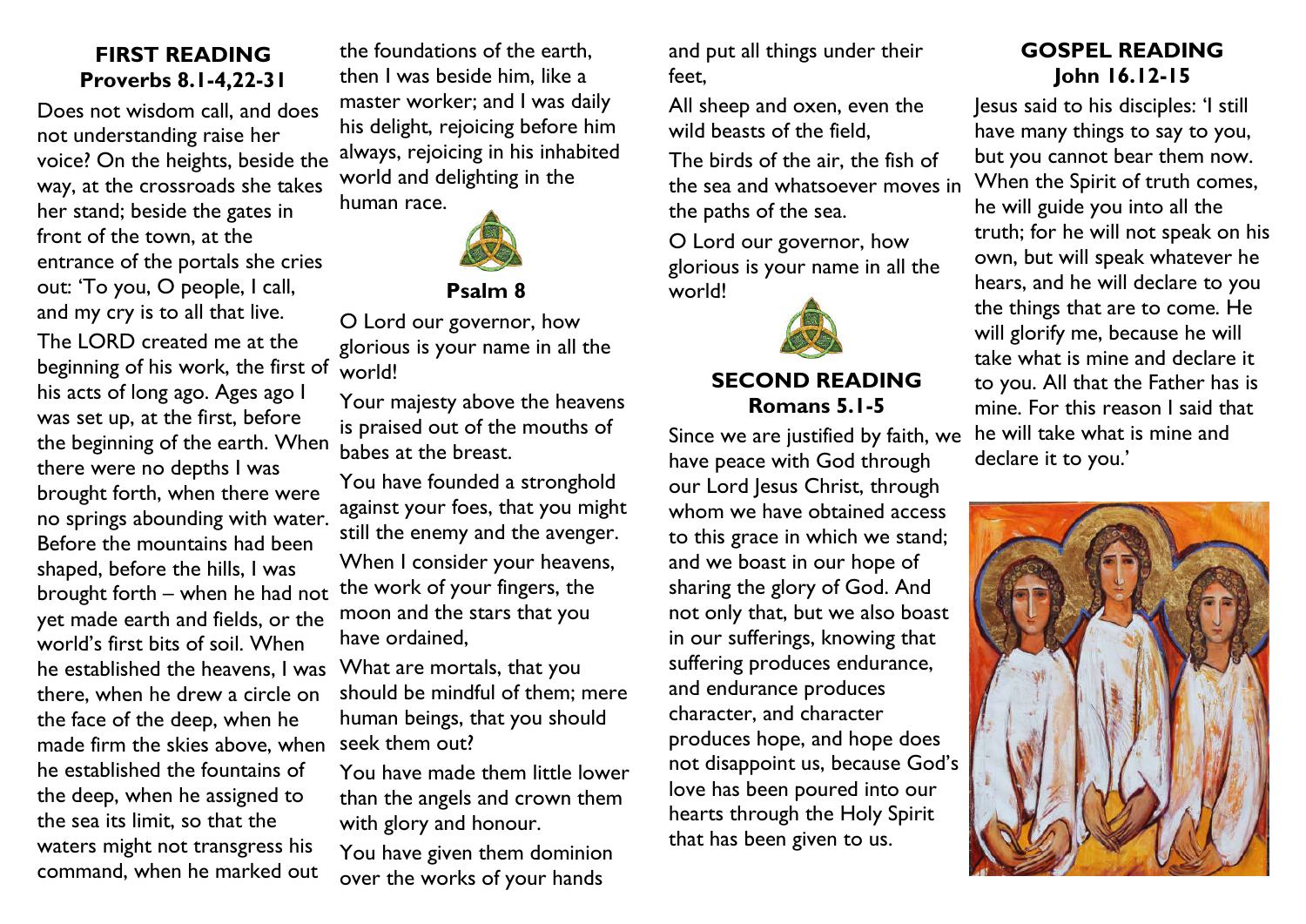## FIRST READING
### Proverbs 8.1-4,22-31

Does not wisdom call, and does not understanding raise her voice? On the heights, beside the way, at the crossroads she takes her stand; beside the gates in front of the town, at the entrance of the portals she cries out: 'To you, O people, I call, and my cry is to all that live.

The LORD created me at the beginning of his work, the first of his acts of long ago. Ages ago I was set up, at the first, before the beginning of the earth. When there were no depths I was brought forth, when there were no springs abounding with water. Before the mountains had been shaped, before the hills, I was brought forth – when he had not yet made earth and fields, or the world's first bits of soil. When he established the heavens, I was there, when he drew a circle on the face of the deep, when he made firm the skies above, when he established the fountains of the deep, when he assigned to the sea its limit, so that the waters might not transgress his command, when he marked out the foundations of the earth, then I was beside him, like a master worker; and I was daily his delight, rejoicing before him always, rejoicing in his inhabited world and delighting in the human race.

## Psalm 8

O Lord our governor, how glorious is your name in all the world!

Your majesty above the heavens is praised out of the mouths of babes at the breast.

You have founded a stronghold against your foes, that you might still the enemy and the avenger.

When I consider your heavens, the work of your fingers, the moon and the stars that you have ordained,

What are mortals, that you should be mindful of them; mere human beings, that you should seek them out?

You have made them little lower than the angels and crown them with glory and honour.

You have given them dominion over the works of your hands and put all things under their feet,

All sheep and oxen, even the wild beasts of the field,

The birds of the air, the fish of the sea and whatsoever moves in the paths of the sea.

O Lord our governor, how glorious is your name in all the world!

## SECOND READING
### Romans 5.1-5

Since we are justified by faith, we have peace with God through our Lord Jesus Christ, through whom we have obtained access to this grace in which we stand; and we boast in our hope of sharing the glory of God. And not only that, but we also boast in our sufferings, knowing that suffering produces endurance, and endurance produces character, and character produces hope, and hope does not disappoint us, because God's love has been poured into our hearts through the Holy Spirit that has been given to us.

## GOSPEL READING
### John 16.12-15

Jesus said to his disciples: 'I still have many things to say to you, but you cannot bear them now. When the Spirit of truth comes, he will guide you into all the truth; for he will not speak on his own, but will speak whatever he hears, and he will declare to you the things that are to come. He will glorify me, because he will take what is mine and declare it to you. All that the Father has is mine. For this reason I said that he will take what is mine and declare it to you.'